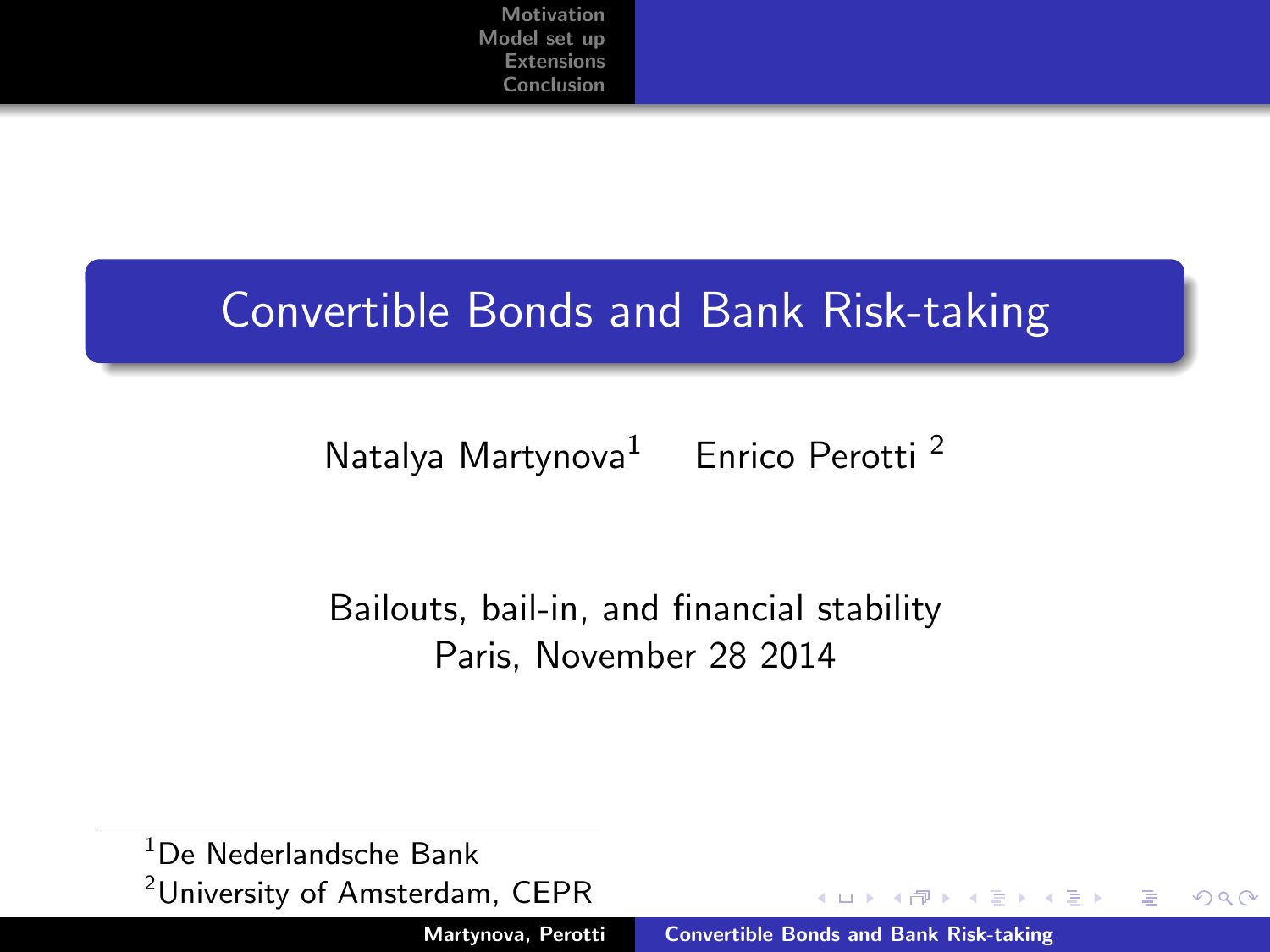# Convertible Bonds and Bank Risk-taking

Natalya Martynova[1] Enrico Perotti [2]

Bailouts, bail-in, and financial stability
Paris, November 28 2014

[1]De Nederlandsche Bank
[2]University of Amsterdam, CEPR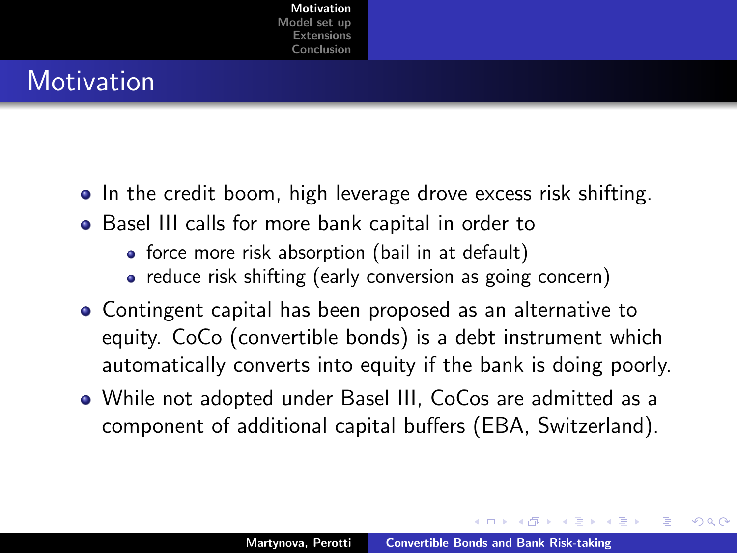# Motivation

- In the credit boom, high leverage drove excess risk shifting.
- Basel III calls for more bank capital in order to
  - force more risk absorption (bail in at default)
  - reduce risk shifting (early conversion as going concern)
- Contingent capital has been proposed as an alternative to equity. CoCo (convertible bonds) is a debt instrument which automatically converts into equity if the bank is doing poorly.
- While not adopted under Basel III, CoCos are admitted as a component of additional capital buffers (EBA, Switzerland).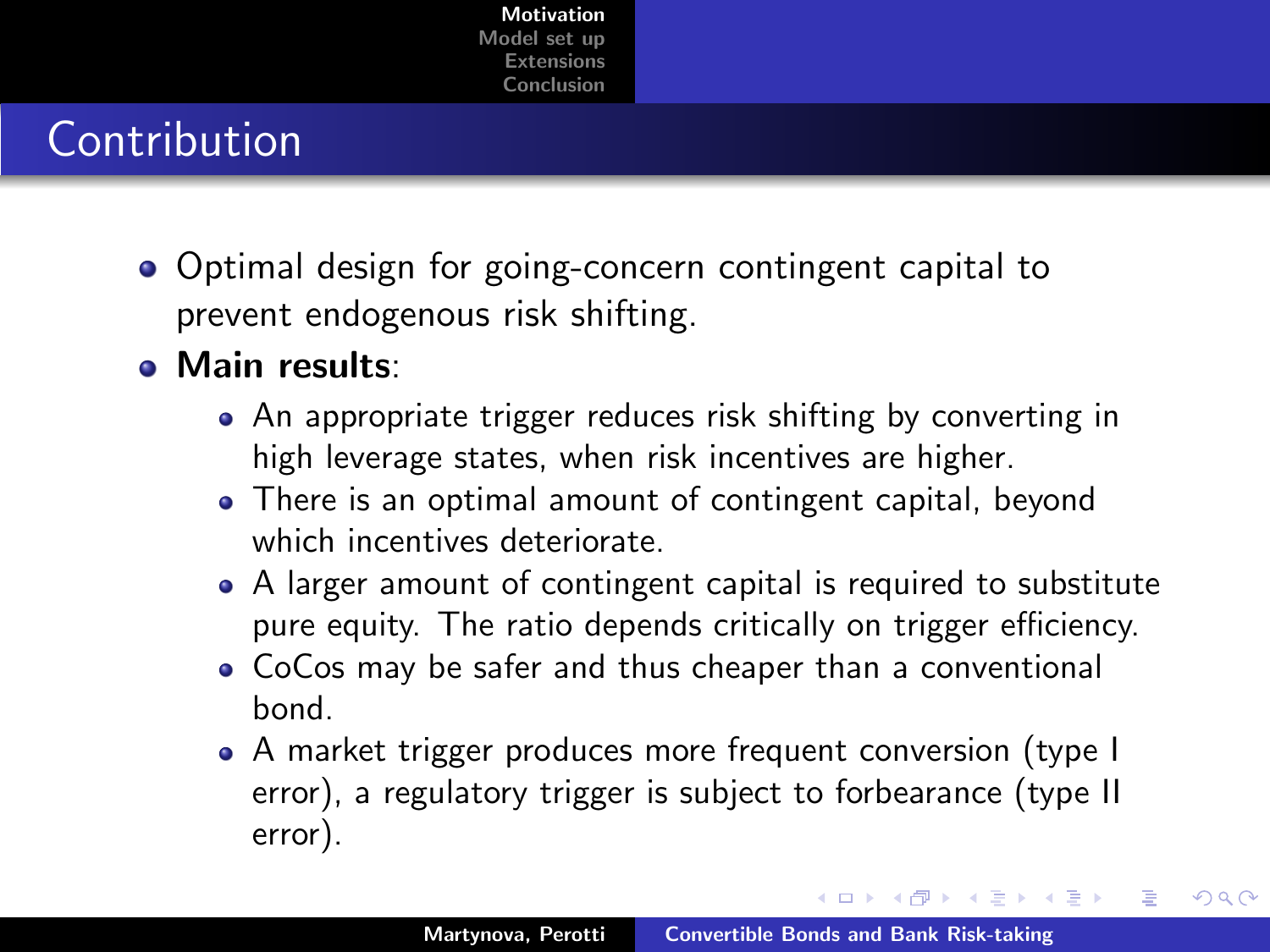# Contribution

- Optimal design for going-concern contingent capital to prevent endogenous risk shifting.
- **Main results**:
  - An appropriate trigger reduces risk shifting by converting in high leverage states, when risk incentives are higher.
  - There is an optimal amount of contingent capital, beyond which incentives deteriorate.
  - A larger amount of contingent capital is required to substitute pure equity. The ratio depends critically on trigger efficiency.
  - CoCos may be safer and thus cheaper than a conventional bond.
  - A market trigger produces more frequent conversion (type I error), a regulatory trigger is subject to forbearance (type II error).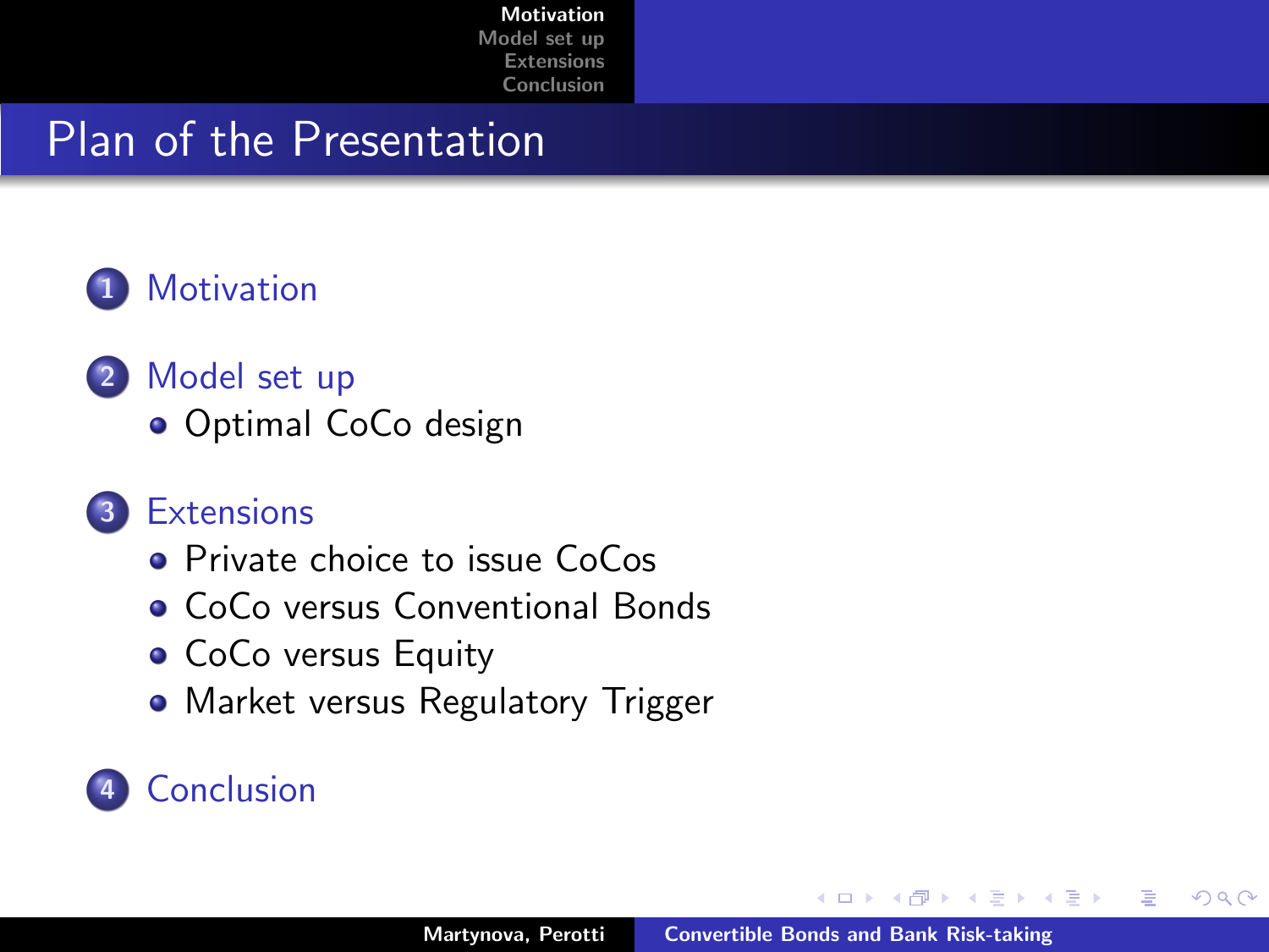# Plan of the Presentation

1. Motivation
2. Model set up
   - Optimal CoCo design
3. Extensions
   - Private choice to issue CoCos
   - CoCo versus Conventional Bonds
   - CoCo versus Equity
   - Market versus Regulatory Trigger
4. Conclusion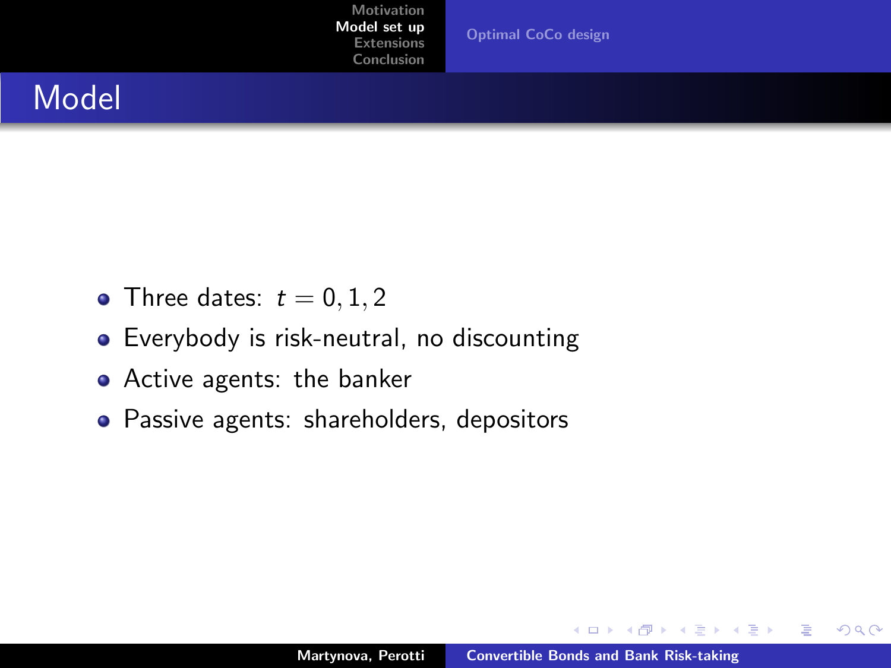# Model

- Three dates: $t = 0, 1, 2$
- Everybody is risk-neutral, no discounting
- Active agents: the banker
- Passive agents: shareholders, depositors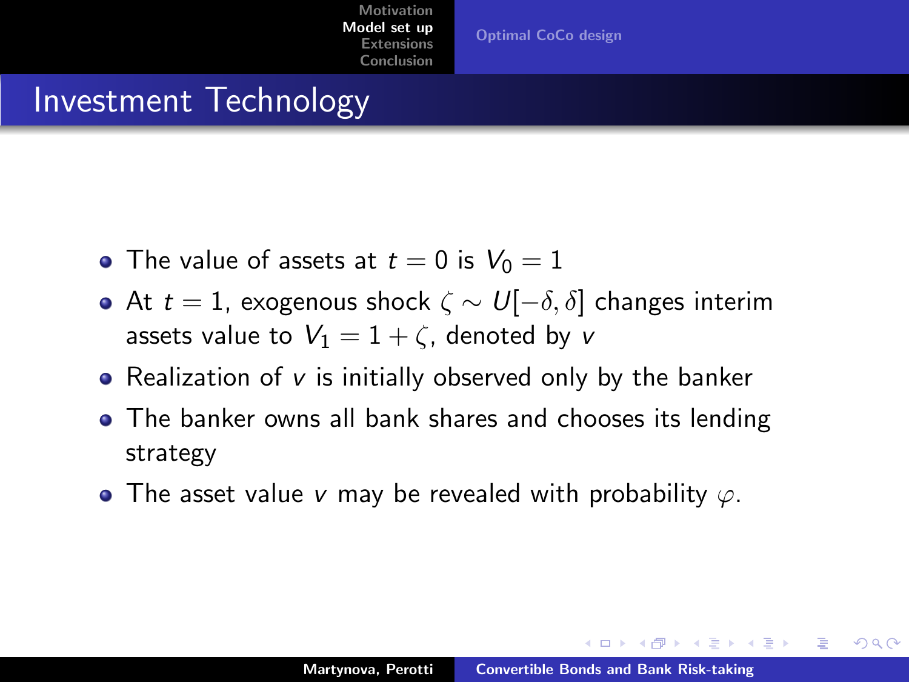## Investment Technology

- The value of assets at $t = 0$ is $V_0 = 1$
- At $t = 1$, exogenous shock $\zeta \sim U[-\delta, \delta]$ changes interim assets value to $V_1 = 1 + \zeta$, denoted by $v$
- Realization of $v$ is initially observed only by the banker
- The banker owns all bank shares and chooses its lending strategy
- The asset value $v$ may be revealed with probability $\varphi$.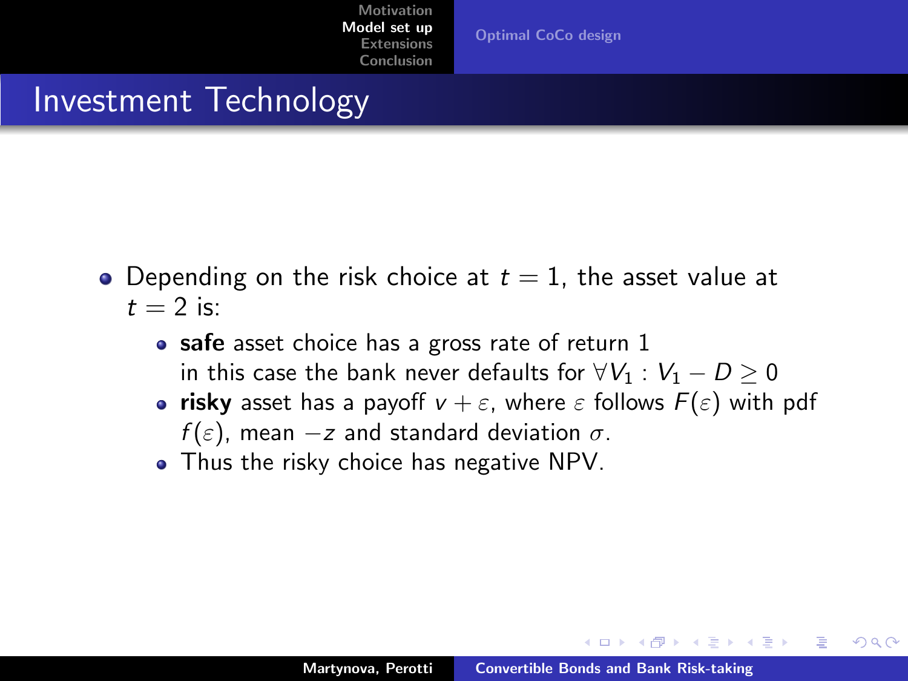# Investment Technology

- Depending on the risk choice at $t = 1$, the asset value at $t = 2$ is:
  - **safe** asset choice has a gross rate of return 1 in this case the bank never defaults for $\forall V_1 : V_1 - D \geq 0$
  - **risky** asset has a payoff $v + \varepsilon$, where $\varepsilon$ follows $F(\varepsilon)$ with pdf $f(\varepsilon)$, mean $-z$ and standard deviation $\sigma$.
  - Thus the risky choice has negative NPV.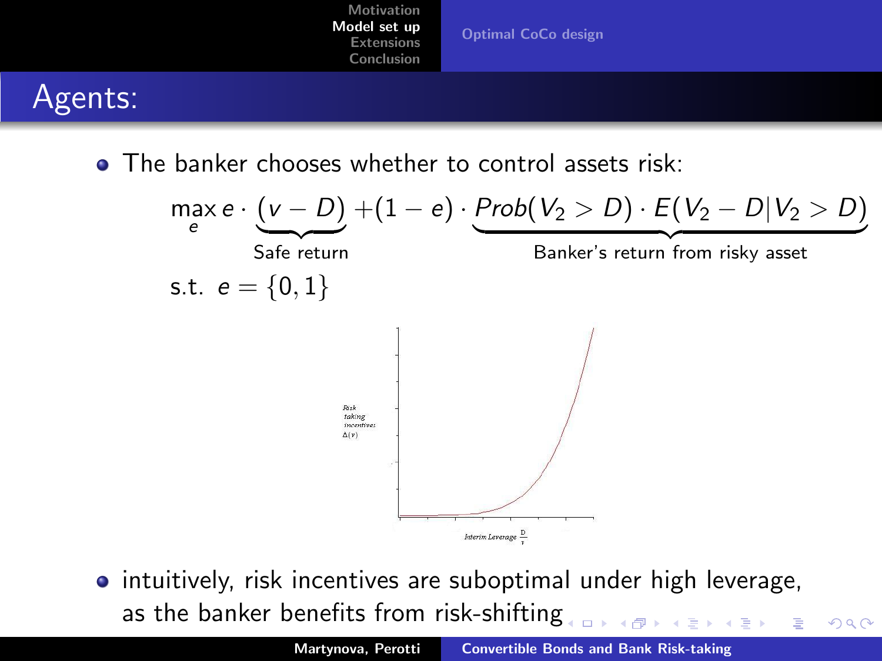# Agents:

- The banker chooses whether to control assets risk:

$$\max_{e} e \cdot \underbrace{(v - D)}_{\text{Safe return}} + (1 - e) \cdot \underbrace{Prob(V_2 > D) \cdot E(V_2 - D | V_2 > D)}_{\text{Banker's return from risky asset}}$$

s.t. $e = \{0, 1\}$

Risk taking incentives $\Delta(v)$

Interim Leverage $\frac{D}{v}$

- intuitively, risk incentives are suboptimal under high leverage, as the banker benefits from risk-shifting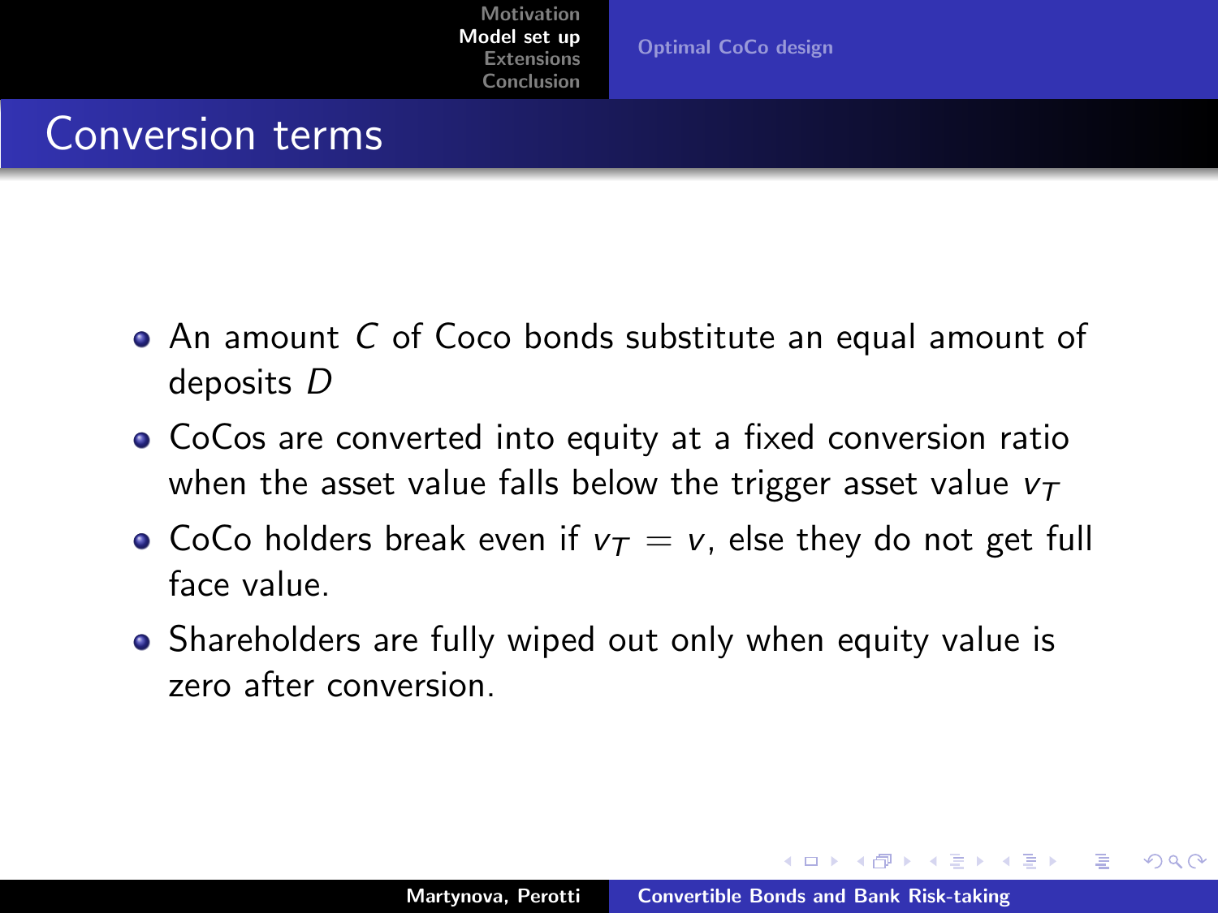## Conversion terms

- An amount $C$ of Coco bonds substitute an equal amount of deposits $D$
- CoCos are converted into equity at a fixed conversion ratio when the asset value falls below the trigger asset value $v_T$
- CoCo holders break even if $v_T = v$, else they do not get full face value.
- Shareholders are fully wiped out only when equity value is zero after conversion.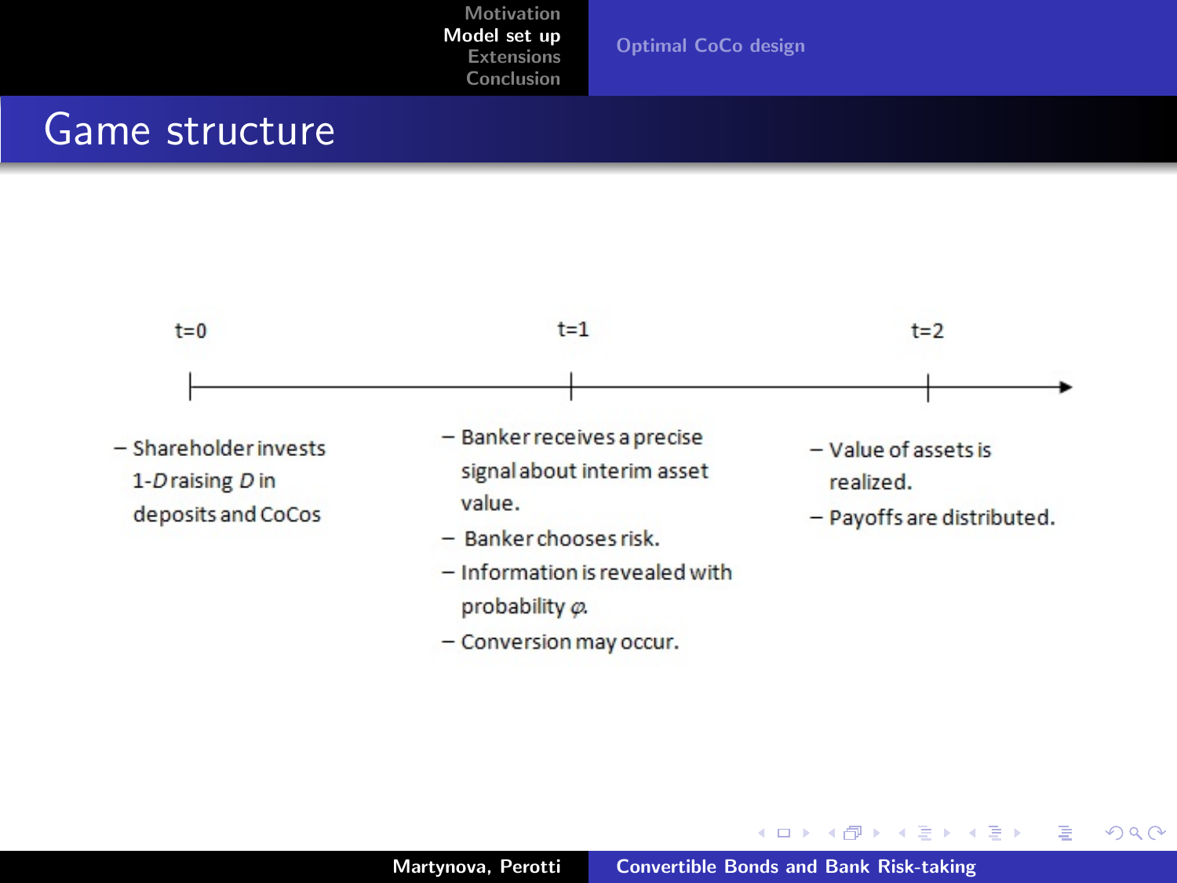# Game structure

**t=0**

- Shareholder invests $1$-$D$ raising $D$ in deposits and CoCos

**t=1**

- Banker receives a precise signal about interim asset value.
- Banker chooses risk.
- Information is revealed with probability $\varphi$.
- Conversion may occur.

**t=2**

- Value of assets is realized.
- Payoffs are distributed.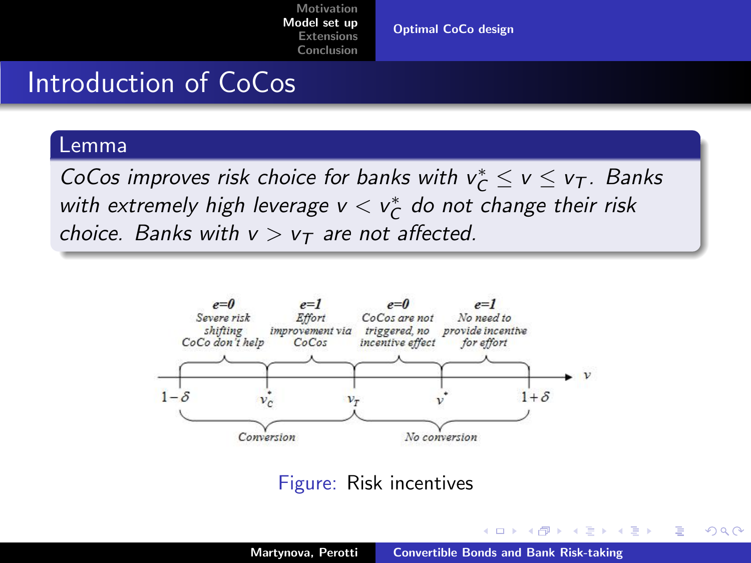# Introduction of CoCos

**Lemma**

*CoCos improves risk choice for banks with $v_C^* \leq v \leq v_T$. Banks with extremely high leverage $v < v_C^*$ do not change their risk choice. Banks with $v > v_T$ are not affected.*

| $1-\delta$ to $v_C^*$ | $v_C^*$ to $v_T$ | $v_T$ to $v^*$ | $v^*$ to $1+\delta$ |
|---|---|---|---|
| $e=0$ | $e=1$ | $e=0$ | $e=1$ |
| Severe risk shifting CoCo don't help | Effort improvement via CoCos | CoCos are not triggered, no incentive effect | No need to provide incentive for effort |
| Conversion | Conversion | No conversion | No conversion |

Figure: Risk incentives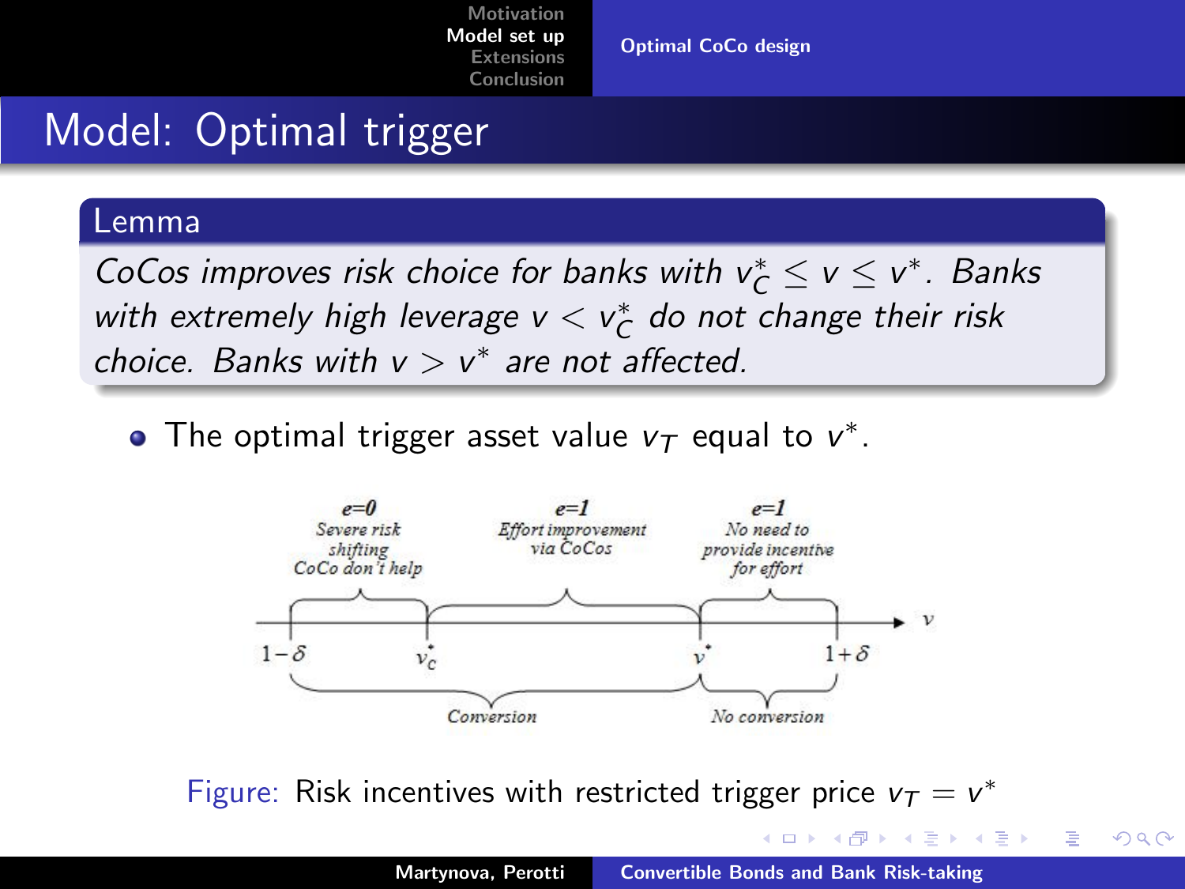# Model: Optimal trigger

**Lemma**

*CoCos improves risk choice for banks with $v_C^* \leq v \leq v^*$. Banks with extremely high leverage $v < v_C^*$ do not change their risk choice. Banks with $v > v^*$ are not affected.*

- The optimal trigger asset value $v_T$ equal to $v^*$.

Figure: Risk incentives with restricted trigger price $v_T = v^*$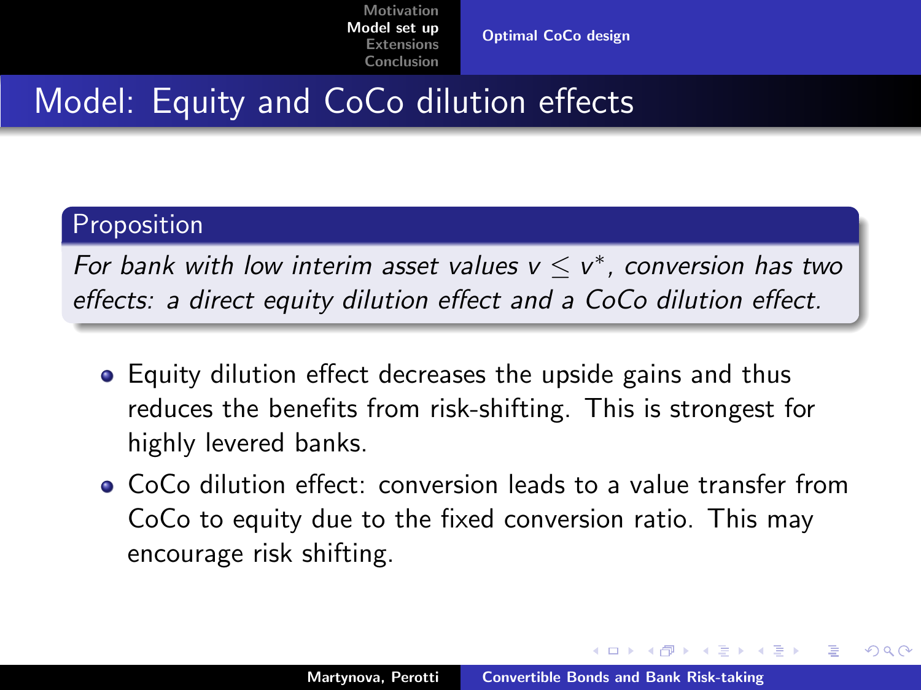# Model: Equity and CoCo dilution effects

**Proposition**

*For bank with low interim asset values $v \leq v^*$, conversion has two effects: a direct equity dilution effect and a CoCo dilution effect.*

- Equity dilution effect decreases the upside gains and thus reduces the benefits from risk-shifting. This is strongest for highly levered banks.
- CoCo dilution effect: conversion leads to a value transfer from CoCo to equity due to the fixed conversion ratio. This may encourage risk shifting.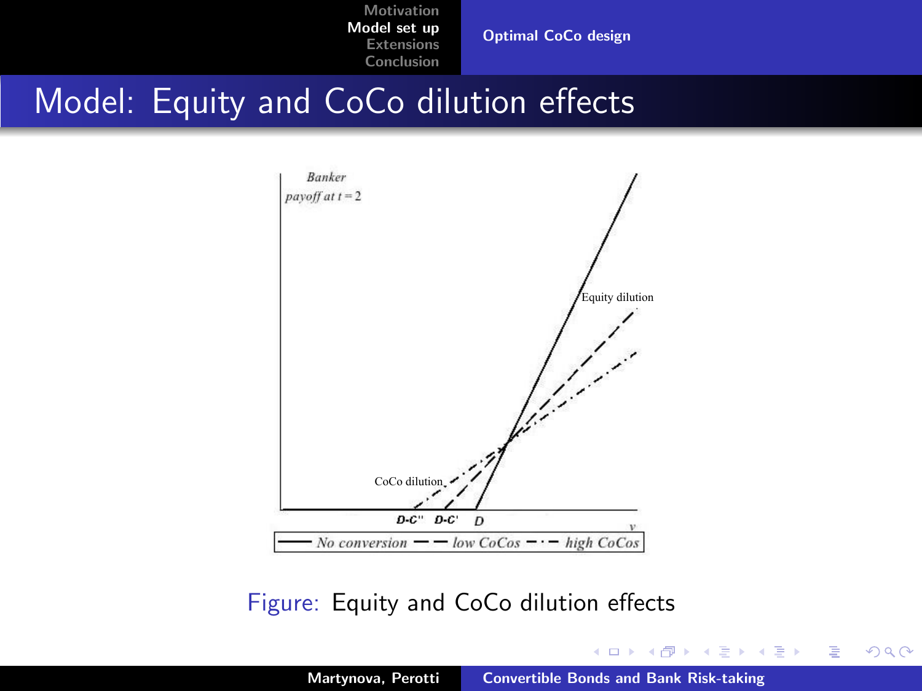# Model: Equity and CoCo dilution effects

Figure: Equity and CoCo dilution effects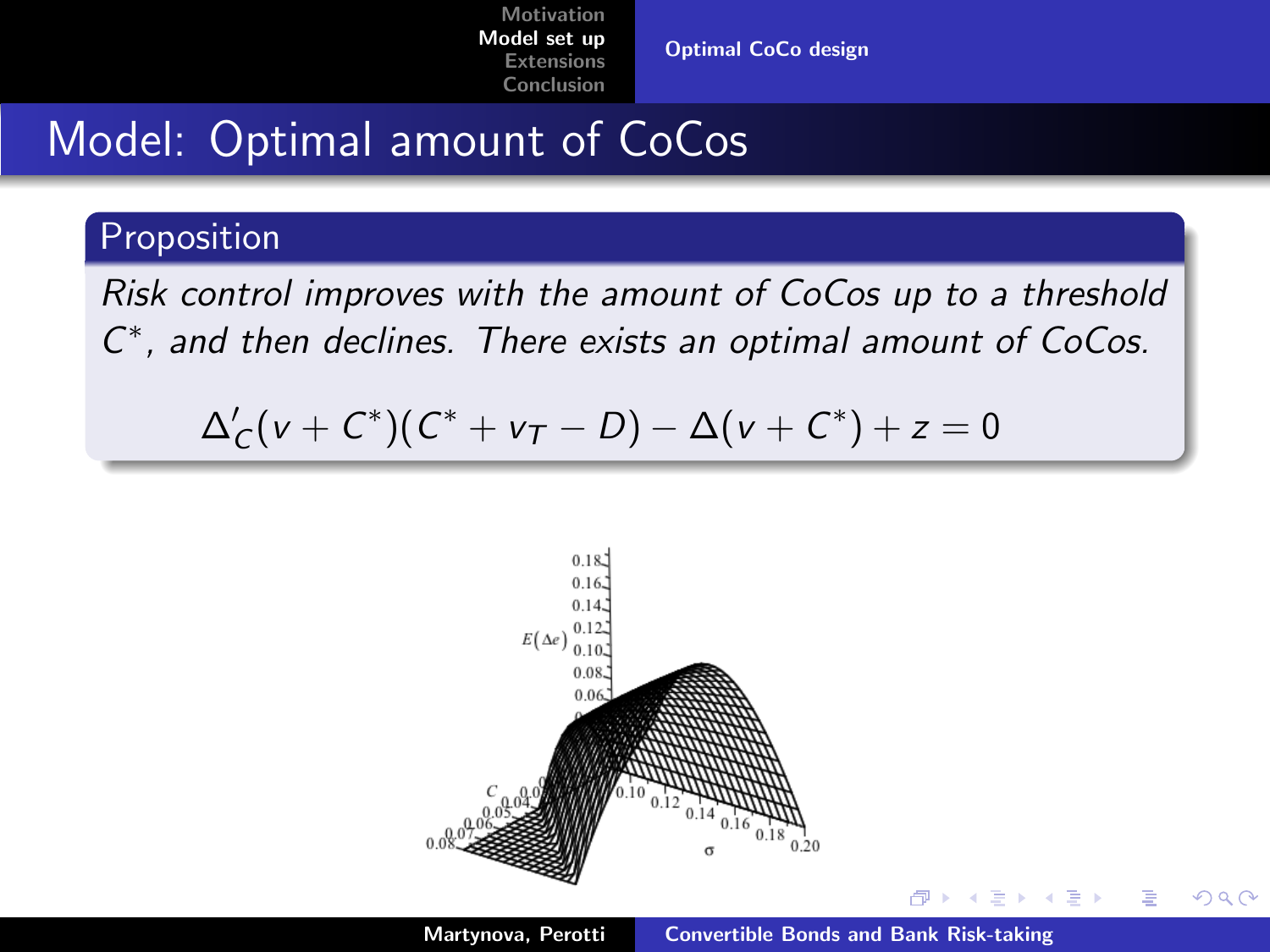# Model: Optimal amount of CoCos

## Proposition

*Risk control improves with the amount of CoCos up to a threshold $C^*$, and then declines. There exists an optimal amount of CoCos.*

$$\Delta'_C(v + C^*)(C^* + v_T - D) - \Delta(v + C^*) + z = 0$$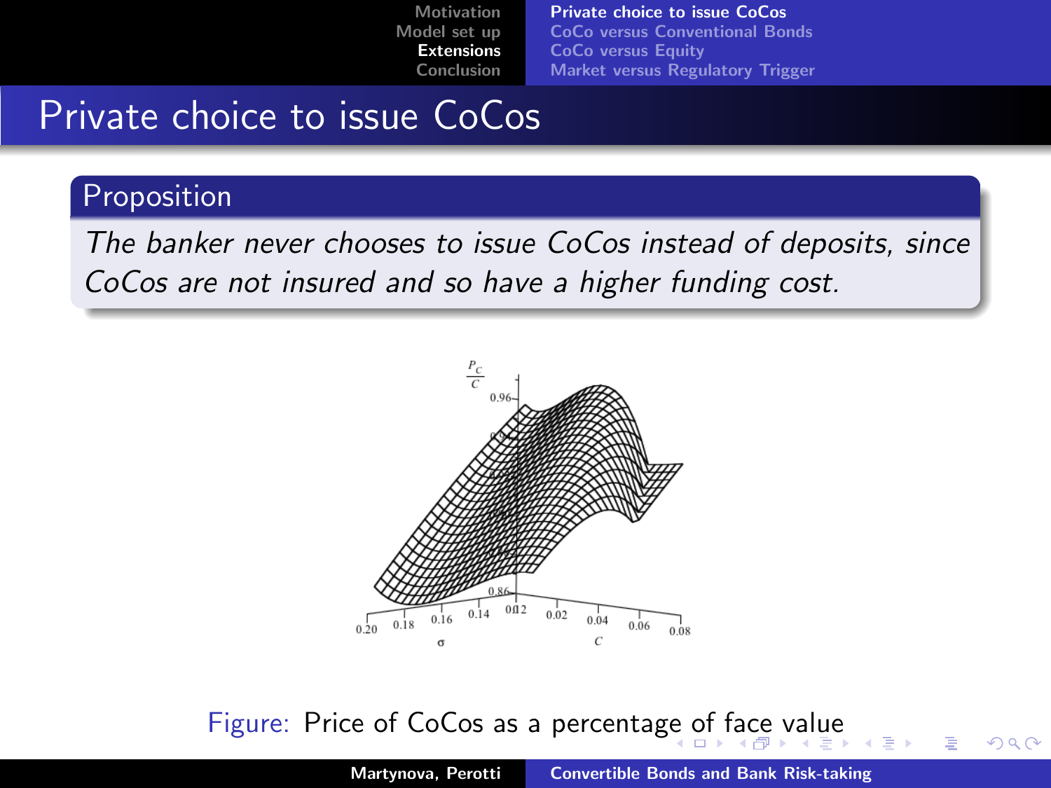# Private choice to issue CoCos

## Proposition

*The banker never chooses to issue CoCos instead of deposits, since CoCos are not insured and so have a higher funding cost.*

Figure: Price of CoCos as a percentage of face value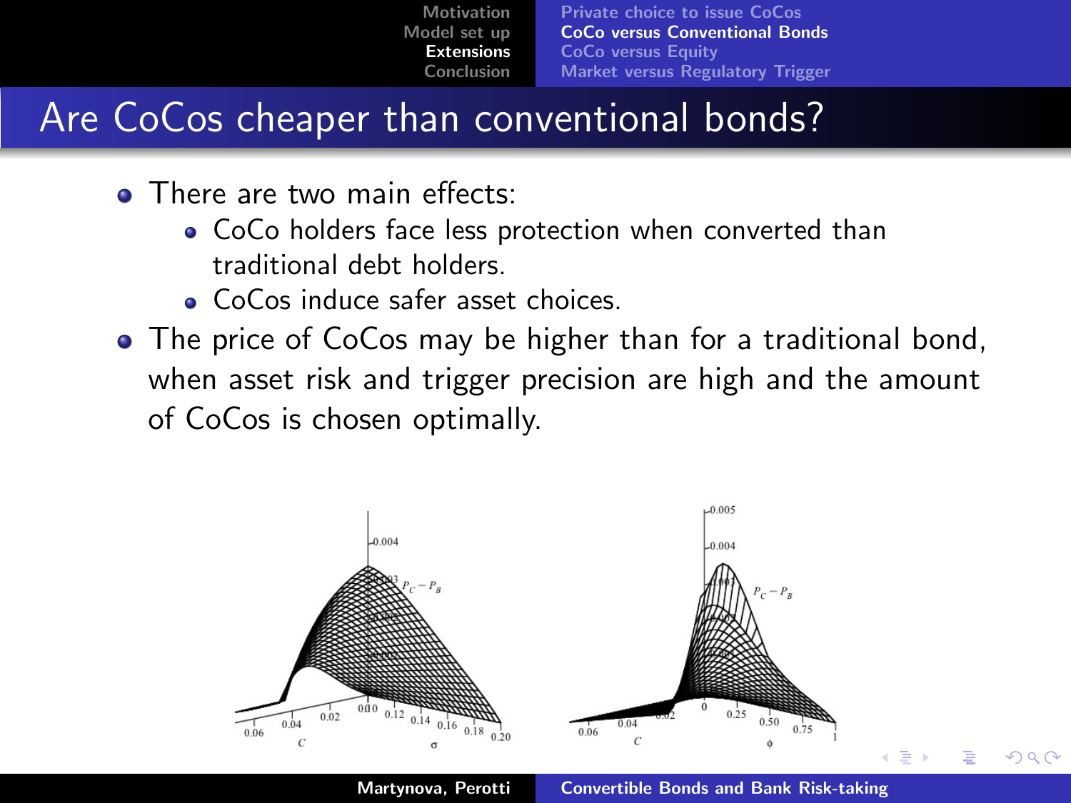# Are CoCos cheaper than conventional bonds?

- There are two main effects:
  - CoCo holders face less protection when converted than traditional debt holders.
  - CoCos induce safer asset choices.
- The price of CoCos may be higher than for a traditional bond, when asset risk and trigger precision are high and the amount of CoCos is chosen optimally.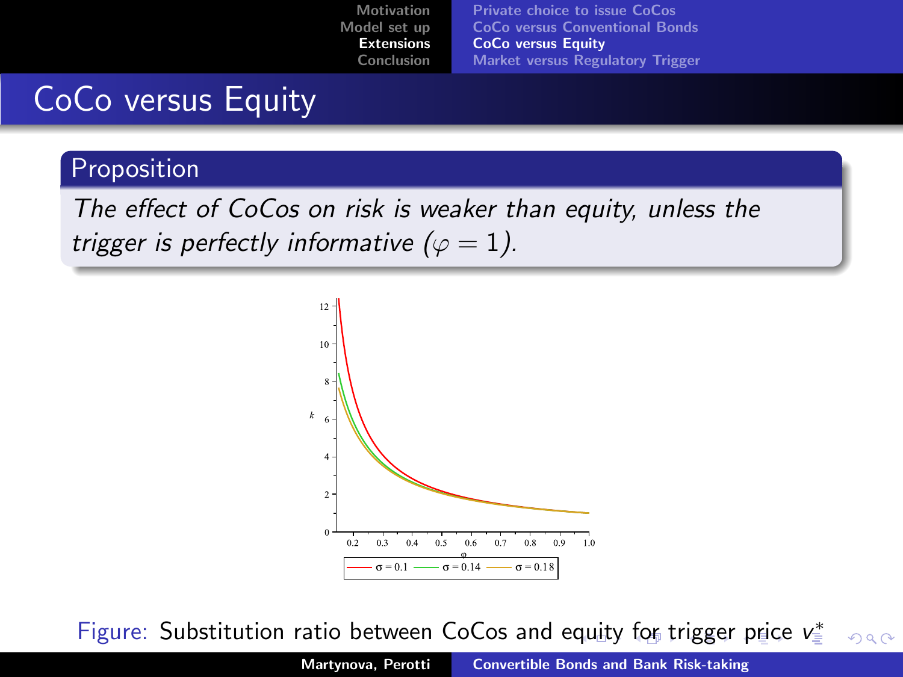# CoCo versus Equity

**Proposition**

*The effect of CoCos on risk is weaker than equity, unless the trigger is perfectly informative ($\varphi = 1$).*

Figure: Substitution ratio between CoCos and equity for trigger price $v_s^*$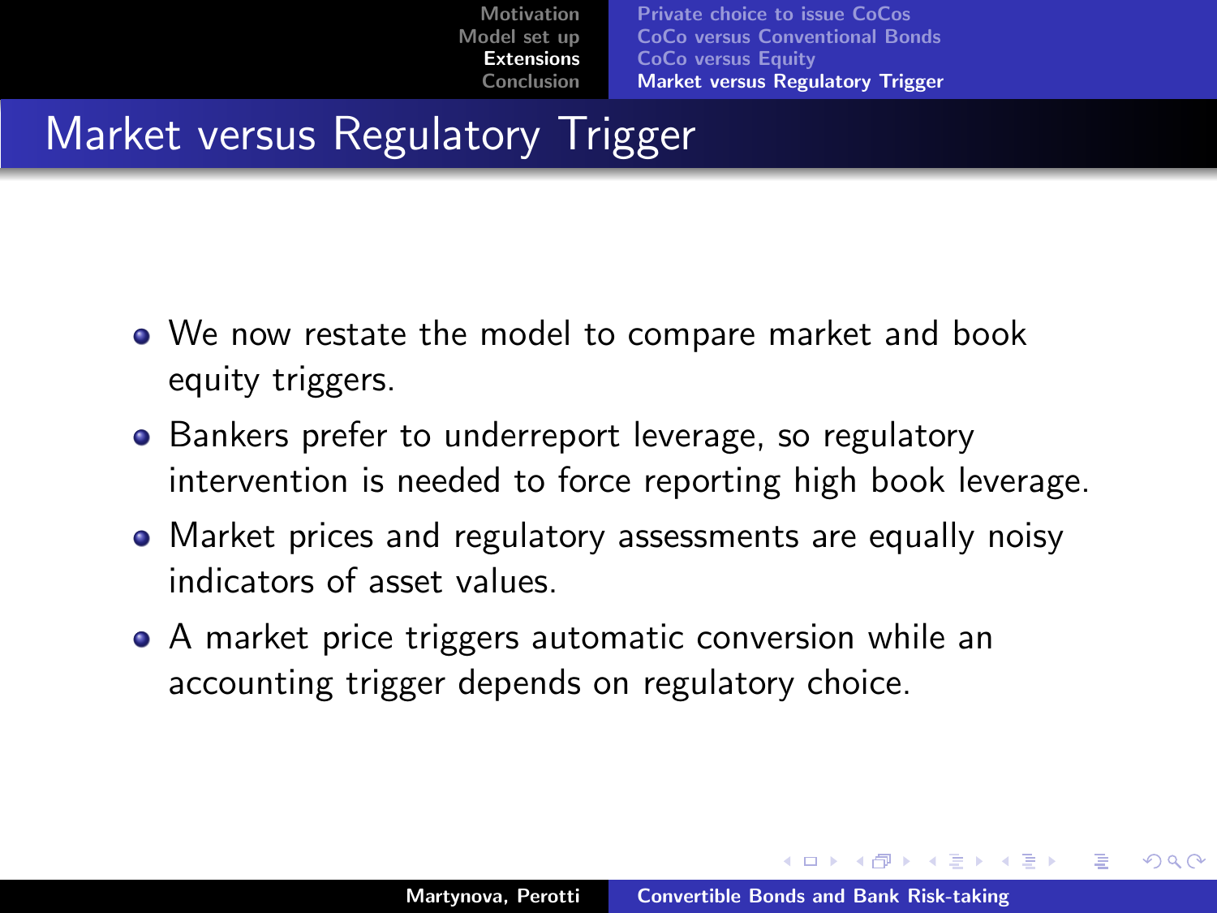# Market versus Regulatory Trigger

- We now restate the model to compare market and book equity triggers.
- Bankers prefer to underreport leverage, so regulatory intervention is needed to force reporting high book leverage.
- Market prices and regulatory assessments are equally noisy indicators of asset values.
- A market price triggers automatic conversion while an accounting trigger depends on regulatory choice.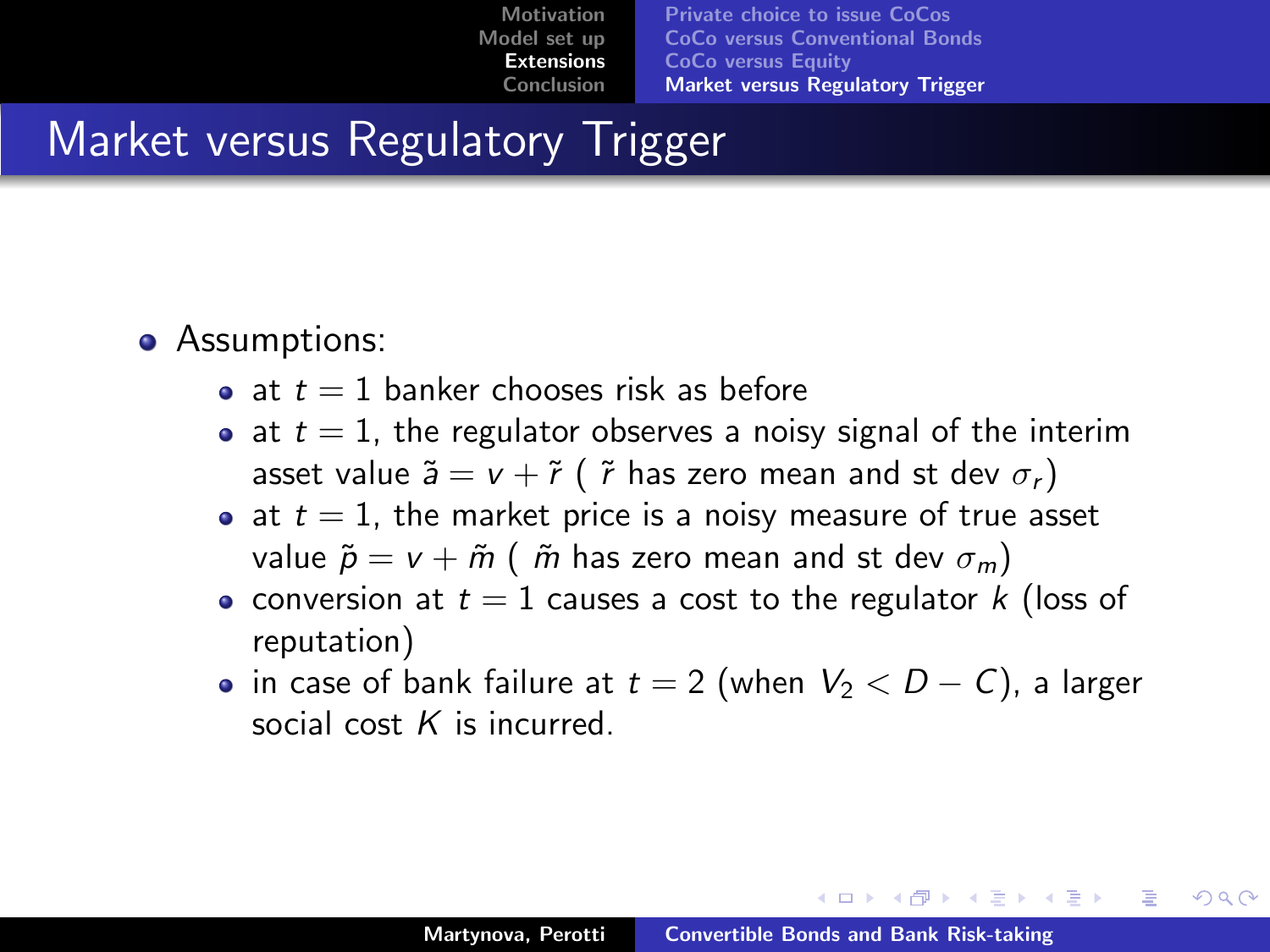# Market versus Regulatory Trigger

- Assumptions:
  - at $t = 1$ banker chooses risk as before
  - at $t = 1$, the regulator observes a noisy signal of the interim asset value $\tilde{a} = v + \tilde{r}$ ( $\tilde{r}$ has zero mean and st dev $\sigma_r$)
  - at $t = 1$, the market price is a noisy measure of true asset value $\tilde{p} = v + \tilde{m}$ ( $\tilde{m}$ has zero mean and st dev $\sigma_m$)
  - conversion at $t = 1$ causes a cost to the regulator $k$ (loss of reputation)
  - in case of bank failure at $t = 2$ (when $V_2 < D - C$), a larger social cost $K$ is incurred.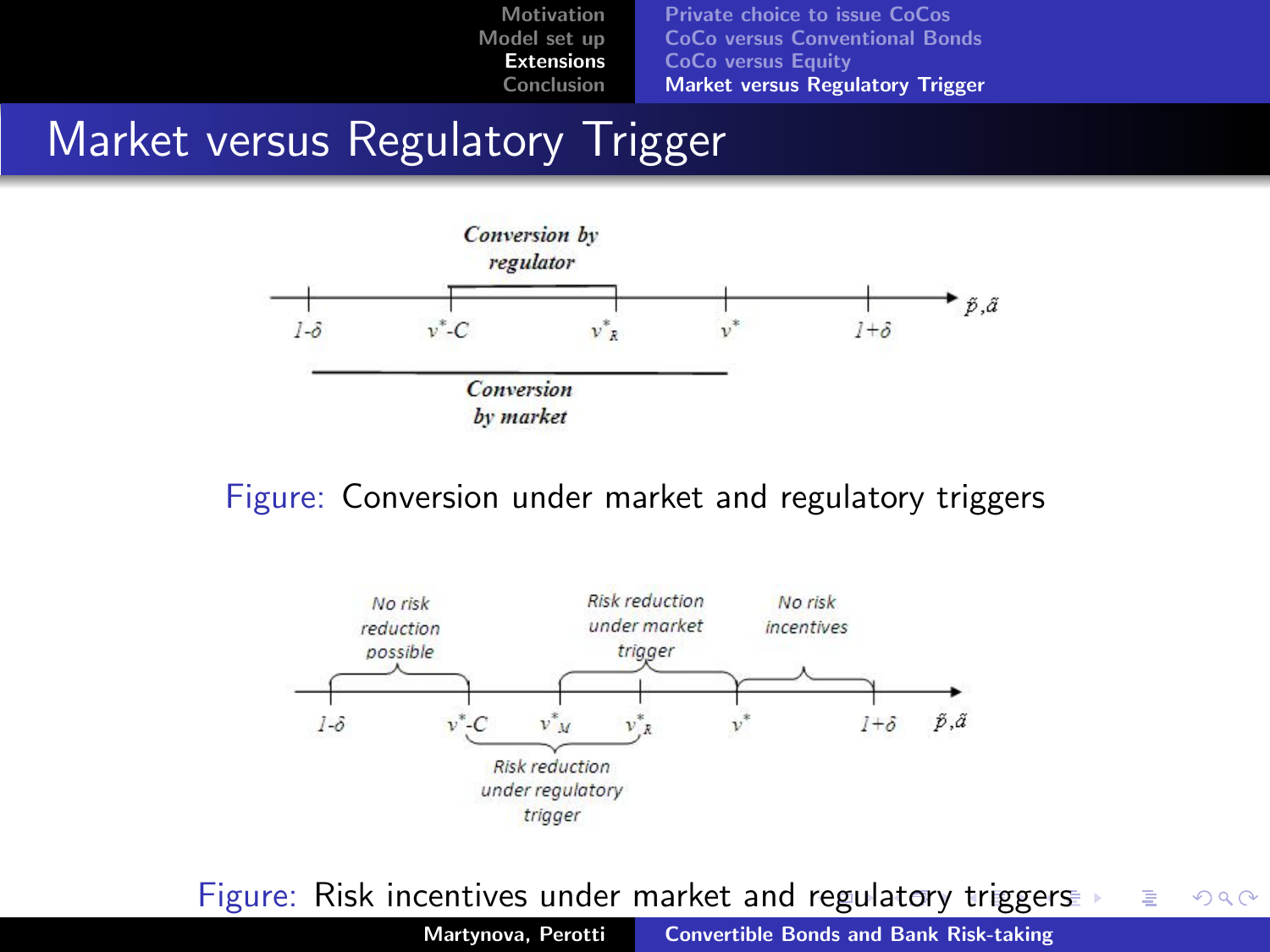# Market versus Regulatory Trigger

Conversion by regulator

$1\text{-}\delta$ $v^*\text{-}C$ $v^*_R$ $v^*$ $1+\delta$ $\tilde{p},\tilde{a}$

Conversion by market

Figure: Conversion under market and regulatory triggers

No risk reduction possible

Risk reduction under market trigger

No risk incentives

$1\text{-}\delta$ $v^*\text{-}C$ $v^*_M$ $v^*_R$ $v^*$ $1+\delta$ $\tilde{p},\tilde{a}$

Risk reduction under regulatory trigger

Figure: Risk incentives under market and regulatory triggers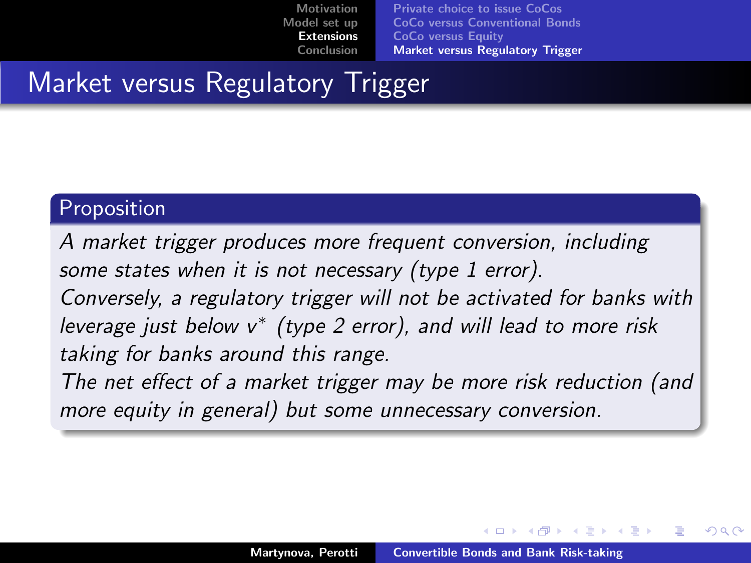# Market versus Regulatory Trigger

**Proposition**

*A market trigger produces more frequent conversion, including some states when it is not necessary (type 1 error).*
*Conversely, a regulatory trigger will not be activated for banks with leverage just below $v^*$ (type 2 error), and will lead to more risk taking for banks around this range.*
*The net effect of a market trigger may be more risk reduction (and more equity in general) but some unnecessary conversion.*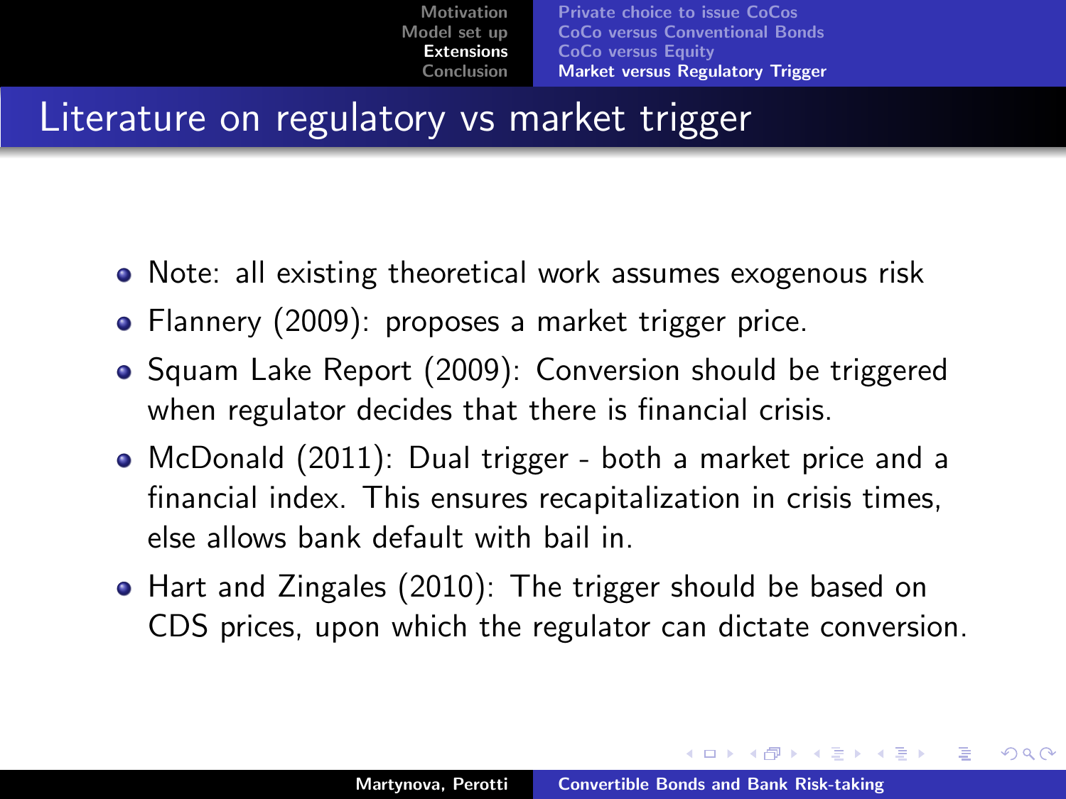# Literature on regulatory vs market trigger

- Note: all existing theoretical work assumes exogenous risk
- Flannery (2009): proposes a market trigger price.
- Squam Lake Report (2009): Conversion should be triggered when regulator decides that there is financial crisis.
- McDonald (2011): Dual trigger - both a market price and a financial index. This ensures recapitalization in crisis times, else allows bank default with bail in.
- Hart and Zingales (2010): The trigger should be based on CDS prices, upon which the regulator can dictate conversion.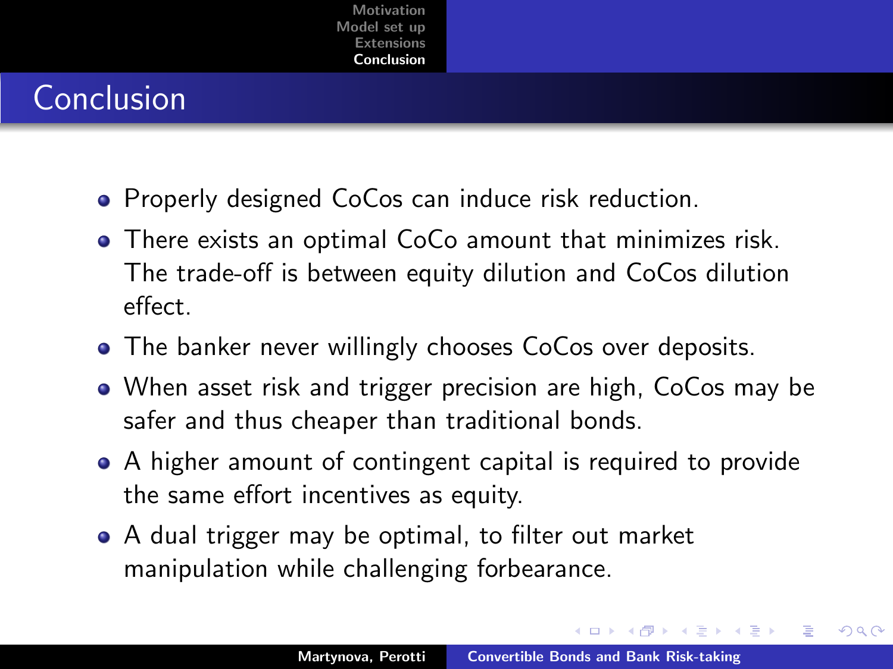# Conclusion

- Properly designed CoCos can induce risk reduction.
- There exists an optimal CoCo amount that minimizes risk. The trade-off is between equity dilution and CoCos dilution effect.
- The banker never willingly chooses CoCos over deposits.
- When asset risk and trigger precision are high, CoCos may be safer and thus cheaper than traditional bonds.
- A higher amount of contingent capital is required to provide the same effort incentives as equity.
- A dual trigger may be optimal, to filter out market manipulation while challenging forbearance.